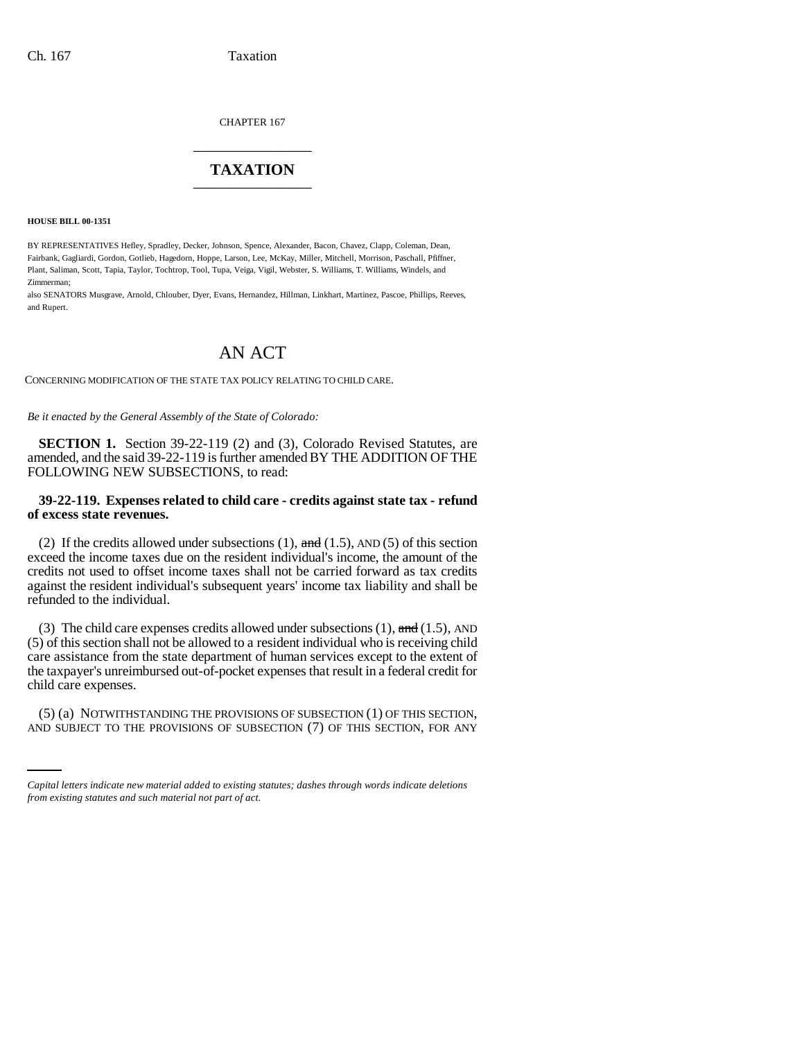CHAPTER 167

# TAXATION

**HOUSE BILL 00-1351**

BY REPRESENTATIVES Hefley, Spradley, Decker, Johnson, Spence, Alexander, Bacon, Chavez, Clapp, Coleman, Dean, Fairbank, Gagliardi, Gordon, Gotlieb, Hagedorn, Hoppe, Larson, Lee, McKay, Miller, Mitchell, Morrison, Paschall, Pfiffner, Plant, Saliman, Scott, Tapia, Taylor, Tochtrop, Tool, Tupa, Veiga, Vigil, Webster, S. Williams, T. Williams, Windels, and Zimmerman;

also SENATORS Musgrave, Arnold, Chlouber, Dyer, Evans, Hernandez, Hillman, Linkhart, Martinez, Pascoe, Phillips, Reeves, and Rupert.

# AN ACT

CONCERNING MODIFICATION OF THE STATE TAX POLICY RELATING TO CHILD CARE.

*Be it enacted by the General Assembly of the State of Colorado:*

**SECTION 1.** Section 39-22-119 (2) and (3), Colorado Revised Statutes, are amended, and the said 39-22-119 is further amended BY THE ADDITION OF THE FOLLOWING NEW SUBSECTIONS, to read:

**39-22-119. Expenses related to child care - credits against state tax - refund of excess state revenues.**

(2) If the credits allowed under subsections (1), ~~and~~ (1.5), AND (5) of this section exceed the income taxes due on the resident individual's income, the amount of the credits not used to offset income taxes shall not be carried forward as tax credits against the resident individual's subsequent years' income tax liability and shall be refunded to the individual.

(3) The child care expenses credits allowed under subsections (1), ~~and~~ (1.5), AND (5) of this section shall not be allowed to a resident individual who is receiving child care assistance from the state department of human services except to the extent of the taxpayer's unreimbursed out-of-pocket expenses that result in a federal credit for child care expenses.

(5) (a) NOTWITHSTANDING THE PROVISIONS OF SUBSECTION (1) OF THIS SECTION, AND SUBJECT TO THE PROVISIONS OF SUBSECTION (7) OF THIS SECTION, FOR ANY

*Capital letters indicate new material added to existing statutes; dashes through words indicate deletions from existing statutes and such material not part of act.*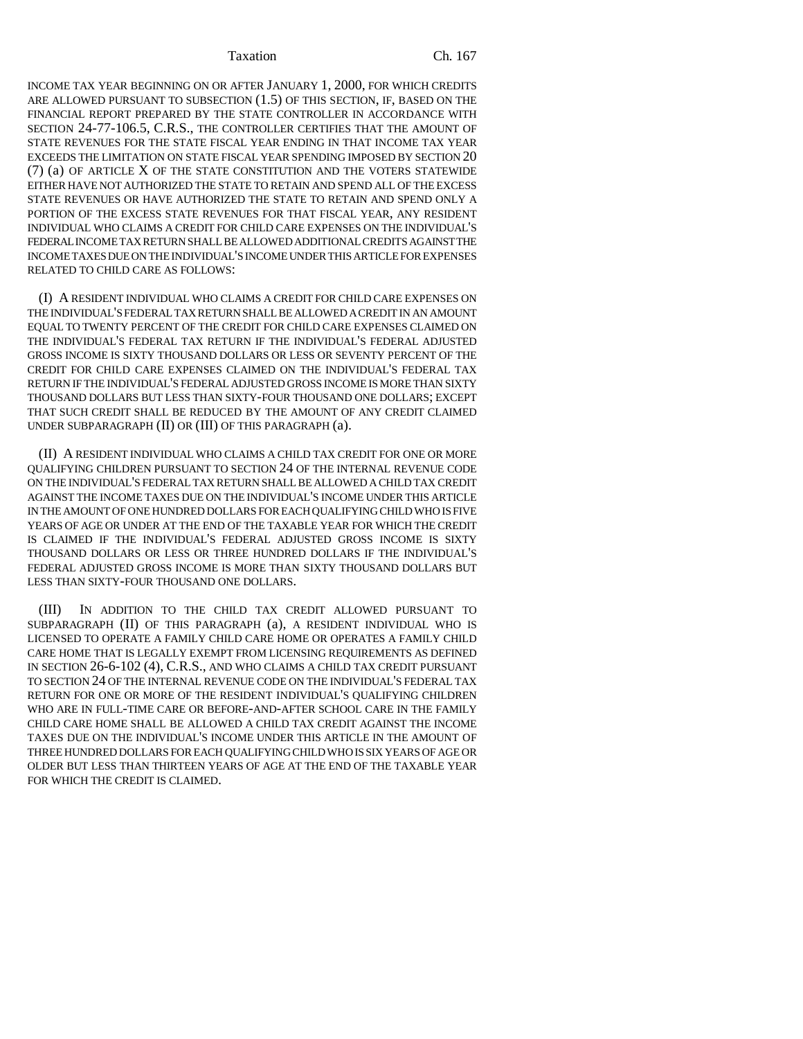INCOME TAX YEAR BEGINNING ON OR AFTER JANUARY 1, 2000, FOR WHICH CREDITS ARE ALLOWED PURSUANT TO SUBSECTION (1.5) OF THIS SECTION, IF, BASED ON THE FINANCIAL REPORT PREPARED BY THE STATE CONTROLLER IN ACCORDANCE WITH SECTION 24-77-106.5, C.R.S., THE CONTROLLER CERTIFIES THAT THE AMOUNT OF STATE REVENUES FOR THE STATE FISCAL YEAR ENDING IN THAT INCOME TAX YEAR EXCEEDS THE LIMITATION ON STATE FISCAL YEAR SPENDING IMPOSED BY SECTION 20 (7) (a) OF ARTICLE X OF THE STATE CONSTITUTION AND THE VOTERS STATEWIDE EITHER HAVE NOT AUTHORIZED THE STATE TO RETAIN AND SPEND ALL OF THE EXCESS STATE REVENUES OR HAVE AUTHORIZED THE STATE TO RETAIN AND SPEND ONLY A PORTION OF THE EXCESS STATE REVENUES FOR THAT FISCAL YEAR, ANY RESIDENT INDIVIDUAL WHO CLAIMS A CREDIT FOR CHILD CARE EXPENSES ON THE INDIVIDUAL'S FEDERAL INCOME TAX RETURN SHALL BE ALLOWED ADDITIONAL CREDITS AGAINST THE INCOME TAXES DUE ON THE INDIVIDUAL'S INCOME UNDER THIS ARTICLE FOR EXPENSES RELATED TO CHILD CARE AS FOLLOWS:

(I) A RESIDENT INDIVIDUAL WHO CLAIMS A CREDIT FOR CHILD CARE EXPENSES ON THE INDIVIDUAL'S FEDERAL TAX RETURN SHALL BE ALLOWED A CREDIT IN AN AMOUNT EQUAL TO TWENTY PERCENT OF THE CREDIT FOR CHILD CARE EXPENSES CLAIMED ON THE INDIVIDUAL'S FEDERAL TAX RETURN IF THE INDIVIDUAL'S FEDERAL ADJUSTED GROSS INCOME IS SIXTY THOUSAND DOLLARS OR LESS OR SEVENTY PERCENT OF THE CREDIT FOR CHILD CARE EXPENSES CLAIMED ON THE INDIVIDUAL'S FEDERAL TAX RETURN IF THE INDIVIDUAL'S FEDERAL ADJUSTED GROSS INCOME IS MORE THAN SIXTY THOUSAND DOLLARS BUT LESS THAN SIXTY-FOUR THOUSAND ONE DOLLARS; EXCEPT THAT SUCH CREDIT SHALL BE REDUCED BY THE AMOUNT OF ANY CREDIT CLAIMED UNDER SUBPARAGRAPH (II) OR (III) OF THIS PARAGRAPH (a).

(II) A RESIDENT INDIVIDUAL WHO CLAIMS A CHILD TAX CREDIT FOR ONE OR MORE QUALIFYING CHILDREN PURSUANT TO SECTION 24 OF THE INTERNAL REVENUE CODE ON THE INDIVIDUAL'S FEDERAL TAX RETURN SHALL BE ALLOWED A CHILD TAX CREDIT AGAINST THE INCOME TAXES DUE ON THE INDIVIDUAL'S INCOME UNDER THIS ARTICLE IN THE AMOUNT OF ONE HUNDRED DOLLARS FOR EACH QUALIFYING CHILD WHO IS FIVE YEARS OF AGE OR UNDER AT THE END OF THE TAXABLE YEAR FOR WHICH THE CREDIT IS CLAIMED IF THE INDIVIDUAL'S FEDERAL ADJUSTED GROSS INCOME IS SIXTY THOUSAND DOLLARS OR LESS OR THREE HUNDRED DOLLARS IF THE INDIVIDUAL'S FEDERAL ADJUSTED GROSS INCOME IS MORE THAN SIXTY THOUSAND DOLLARS BUT LESS THAN SIXTY-FOUR THOUSAND ONE DOLLARS.

(III) IN ADDITION TO THE CHILD TAX CREDIT ALLOWED PURSUANT TO SUBPARAGRAPH (II) OF THIS PARAGRAPH (a), A RESIDENT INDIVIDUAL WHO IS LICENSED TO OPERATE A FAMILY CHILD CARE HOME OR OPERATES A FAMILY CHILD CARE HOME THAT IS LEGALLY EXEMPT FROM LICENSING REQUIREMENTS AS DEFINED IN SECTION 26-6-102 (4), C.R.S., AND WHO CLAIMS A CHILD TAX CREDIT PURSUANT TO SECTION 24 OF THE INTERNAL REVENUE CODE ON THE INDIVIDUAL'S FEDERAL TAX RETURN FOR ONE OR MORE OF THE RESIDENT INDIVIDUAL'S QUALIFYING CHILDREN WHO ARE IN FULL-TIME CARE OR BEFORE-AND-AFTER SCHOOL CARE IN THE FAMILY CHILD CARE HOME SHALL BE ALLOWED A CHILD TAX CREDIT AGAINST THE INCOME TAXES DUE ON THE INDIVIDUAL'S INCOME UNDER THIS ARTICLE IN THE AMOUNT OF THREE HUNDRED DOLLARS FOR EACH QUALIFYING CHILD WHO IS SIX YEARS OF AGE OR OLDER BUT LESS THAN THIRTEEN YEARS OF AGE AT THE END OF THE TAXABLE YEAR FOR WHICH THE CREDIT IS CLAIMED.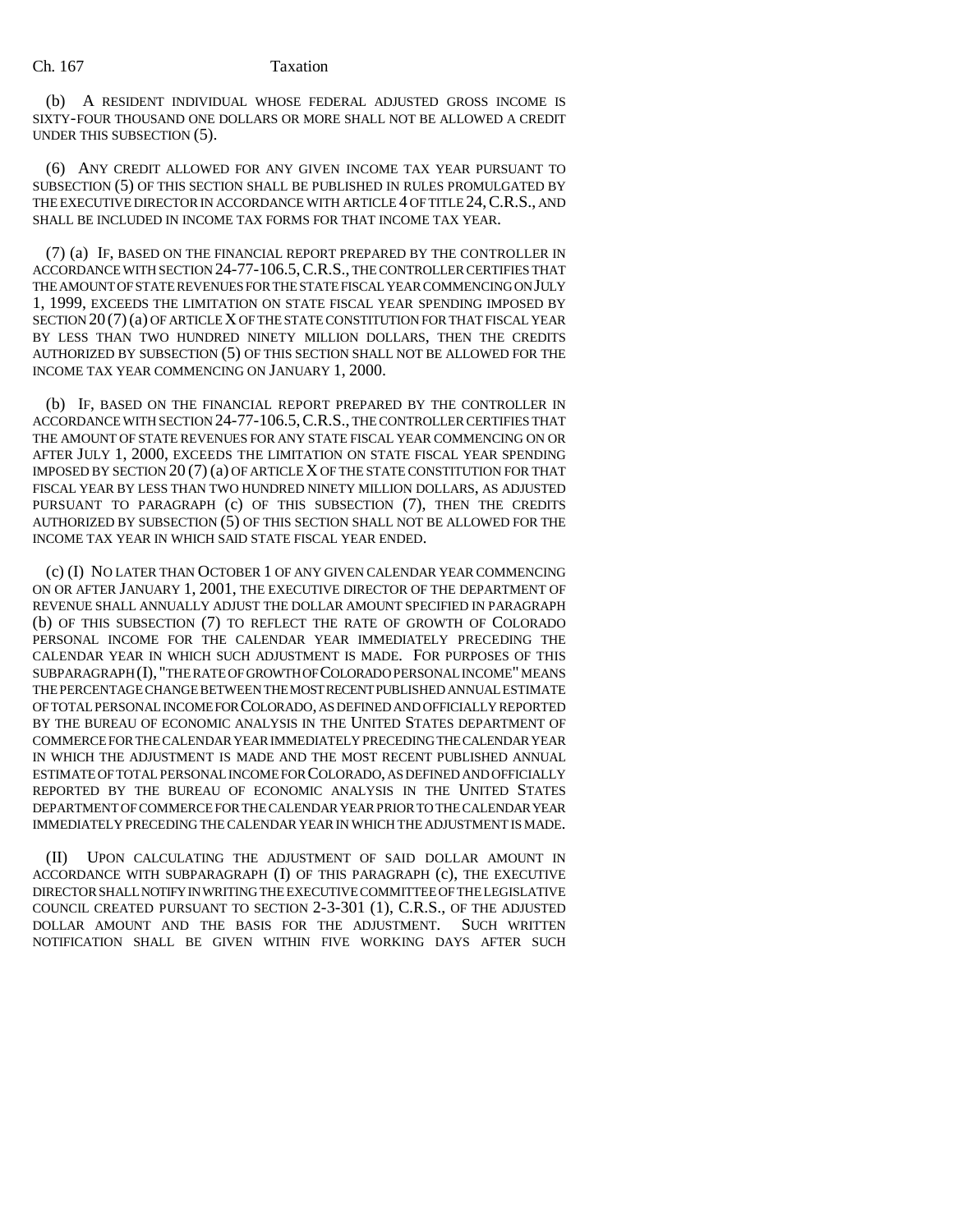(b) A RESIDENT INDIVIDUAL WHOSE FEDERAL ADJUSTED GROSS INCOME IS SIXTY-FOUR THOUSAND ONE DOLLARS OR MORE SHALL NOT BE ALLOWED A CREDIT UNDER THIS SUBSECTION (5).

(6) ANY CREDIT ALLOWED FOR ANY GIVEN INCOME TAX YEAR PURSUANT TO SUBSECTION (5) OF THIS SECTION SHALL BE PUBLISHED IN RULES PROMULGATED BY THE EXECUTIVE DIRECTOR IN ACCORDANCE WITH ARTICLE 4 OF TITLE 24, C.R.S., AND SHALL BE INCLUDED IN INCOME TAX FORMS FOR THAT INCOME TAX YEAR.

(7) (a) IF, BASED ON THE FINANCIAL REPORT PREPARED BY THE CONTROLLER IN ACCORDANCE WITH SECTION 24-77-106.5, C.R.S., THE CONTROLLER CERTIFIES THAT THE AMOUNT OF STATE REVENUES FOR THE STATE FISCAL YEAR COMMENCING ON JULY 1, 1999, EXCEEDS THE LIMITATION ON STATE FISCAL YEAR SPENDING IMPOSED BY SECTION 20 (7) (a) OF ARTICLE X OF THE STATE CONSTITUTION FOR THAT FISCAL YEAR BY LESS THAN TWO HUNDRED NINETY MILLION DOLLARS, THEN THE CREDITS AUTHORIZED BY SUBSECTION (5) OF THIS SECTION SHALL NOT BE ALLOWED FOR THE INCOME TAX YEAR COMMENCING ON JANUARY 1, 2000.

(b) IF, BASED ON THE FINANCIAL REPORT PREPARED BY THE CONTROLLER IN ACCORDANCE WITH SECTION 24-77-106.5, C.R.S., THE CONTROLLER CERTIFIES THAT THE AMOUNT OF STATE REVENUES FOR ANY STATE FISCAL YEAR COMMENCING ON OR AFTER JULY 1, 2000, EXCEEDS THE LIMITATION ON STATE FISCAL YEAR SPENDING IMPOSED BY SECTION 20 (7) (a) OF ARTICLE X OF THE STATE CONSTITUTION FOR THAT FISCAL YEAR BY LESS THAN TWO HUNDRED NINETY MILLION DOLLARS, AS ADJUSTED PURSUANT TO PARAGRAPH (c) OF THIS SUBSECTION (7), THEN THE CREDITS AUTHORIZED BY SUBSECTION (5) OF THIS SECTION SHALL NOT BE ALLOWED FOR THE INCOME TAX YEAR IN WHICH SAID STATE FISCAL YEAR ENDED.

(c) (I) NO LATER THAN OCTOBER 1 OF ANY GIVEN CALENDAR YEAR COMMENCING ON OR AFTER JANUARY 1, 2001, THE EXECUTIVE DIRECTOR OF THE DEPARTMENT OF REVENUE SHALL ANNUALLY ADJUST THE DOLLAR AMOUNT SPECIFIED IN PARAGRAPH (b) OF THIS SUBSECTION (7) TO REFLECT THE RATE OF GROWTH OF COLORADO PERSONAL INCOME FOR THE CALENDAR YEAR IMMEDIATELY PRECEDING THE CALENDAR YEAR IN WHICH SUCH ADJUSTMENT IS MADE. FOR PURPOSES OF THIS SUBPARAGRAPH (I), "THE RATE OF GROWTH OF COLORADO PERSONAL INCOME" MEANS THE PERCENTAGE CHANGE BETWEEN THE MOST RECENT PUBLISHED ANNUAL ESTIMATE OF TOTAL PERSONAL INCOME FOR COLORADO, AS DEFINED AND OFFICIALLY REPORTED BY THE BUREAU OF ECONOMIC ANALYSIS IN THE UNITED STATES DEPARTMENT OF COMMERCE FOR THE CALENDAR YEAR IMMEDIATELY PRECEDING THE CALENDAR YEAR IN WHICH THE ADJUSTMENT IS MADE AND THE MOST RECENT PUBLISHED ANNUAL ESTIMATE OF TOTAL PERSONAL INCOME FOR COLORADO, AS DEFINED AND OFFICIALLY REPORTED BY THE BUREAU OF ECONOMIC ANALYSIS IN THE UNITED STATES DEPARTMENT OF COMMERCE FOR THE CALENDAR YEAR PRIOR TO THE CALENDAR YEAR IMMEDIATELY PRECEDING THE CALENDAR YEAR IN WHICH THE ADJUSTMENT IS MADE.

(II) UPON CALCULATING THE ADJUSTMENT OF SAID DOLLAR AMOUNT IN ACCORDANCE WITH SUBPARAGRAPH (I) OF THIS PARAGRAPH (c), THE EXECUTIVE DIRECTOR SHALL NOTIFY IN WRITING THE EXECUTIVE COMMITTEE OF THE LEGISLATIVE COUNCIL CREATED PURSUANT TO SECTION 2-3-301 (1), C.R.S., OF THE ADJUSTED DOLLAR AMOUNT AND THE BASIS FOR THE ADJUSTMENT. SUCH WRITTEN NOTIFICATION SHALL BE GIVEN WITHIN FIVE WORKING DAYS AFTER SUCH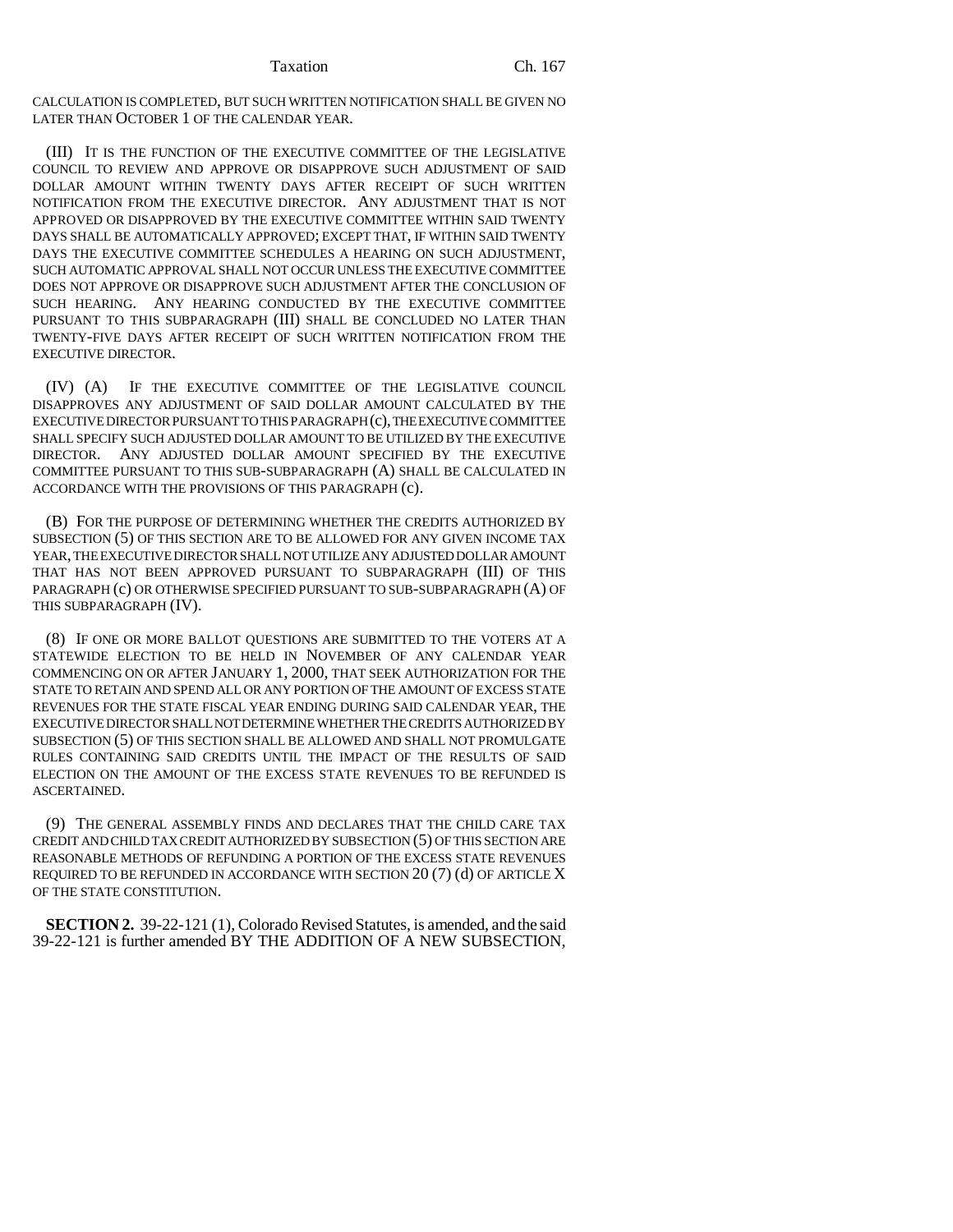CALCULATION IS COMPLETED, BUT SUCH WRITTEN NOTIFICATION SHALL BE GIVEN NO LATER THAN OCTOBER 1 OF THE CALENDAR YEAR.

(III) IT IS THE FUNCTION OF THE EXECUTIVE COMMITTEE OF THE LEGISLATIVE COUNCIL TO REVIEW AND APPROVE OR DISAPPROVE SUCH ADJUSTMENT OF SAID DOLLAR AMOUNT WITHIN TWENTY DAYS AFTER RECEIPT OF SUCH WRITTEN NOTIFICATION FROM THE EXECUTIVE DIRECTOR. ANY ADJUSTMENT THAT IS NOT APPROVED OR DISAPPROVED BY THE EXECUTIVE COMMITTEE WITHIN SAID TWENTY DAYS SHALL BE AUTOMATICALLY APPROVED; EXCEPT THAT, IF WITHIN SAID TWENTY DAYS THE EXECUTIVE COMMITTEE SCHEDULES A HEARING ON SUCH ADJUSTMENT, SUCH AUTOMATIC APPROVAL SHALL NOT OCCUR UNLESS THE EXECUTIVE COMMITTEE DOES NOT APPROVE OR DISAPPROVE SUCH ADJUSTMENT AFTER THE CONCLUSION OF SUCH HEARING. ANY HEARING CONDUCTED BY THE EXECUTIVE COMMITTEE PURSUANT TO THIS SUBPARAGRAPH (III) SHALL BE CONCLUDED NO LATER THAN TWENTY-FIVE DAYS AFTER RECEIPT OF SUCH WRITTEN NOTIFICATION FROM THE EXECUTIVE DIRECTOR.

(IV) (A) IF THE EXECUTIVE COMMITTEE OF THE LEGISLATIVE COUNCIL DISAPPROVES ANY ADJUSTMENT OF SAID DOLLAR AMOUNT CALCULATED BY THE EXECUTIVE DIRECTOR PURSUANT TO THIS PARAGRAPH (c), THE EXECUTIVE COMMITTEE SHALL SPECIFY SUCH ADJUSTED DOLLAR AMOUNT TO BE UTILIZED BY THE EXECUTIVE DIRECTOR. ANY ADJUSTED DOLLAR AMOUNT SPECIFIED BY THE EXECUTIVE COMMITTEE PURSUANT TO THIS SUB-SUBPARAGRAPH (A) SHALL BE CALCULATED IN ACCORDANCE WITH THE PROVISIONS OF THIS PARAGRAPH (c).

(B) FOR THE PURPOSE OF DETERMINING WHETHER THE CREDITS AUTHORIZED BY SUBSECTION (5) OF THIS SECTION ARE TO BE ALLOWED FOR ANY GIVEN INCOME TAX YEAR, THE EXECUTIVE DIRECTOR SHALL NOT UTILIZE ANY ADJUSTED DOLLAR AMOUNT THAT HAS NOT BEEN APPROVED PURSUANT TO SUBPARAGRAPH (III) OF THIS PARAGRAPH (c) OR OTHERWISE SPECIFIED PURSUANT TO SUB-SUBPARAGRAPH (A) OF THIS SUBPARAGRAPH (IV).

(8) IF ONE OR MORE BALLOT QUESTIONS ARE SUBMITTED TO THE VOTERS AT A STATEWIDE ELECTION TO BE HELD IN NOVEMBER OF ANY CALENDAR YEAR COMMENCING ON OR AFTER JANUARY 1, 2000, THAT SEEK AUTHORIZATION FOR THE STATE TO RETAIN AND SPEND ALL OR ANY PORTION OF THE AMOUNT OF EXCESS STATE REVENUES FOR THE STATE FISCAL YEAR ENDING DURING SAID CALENDAR YEAR, THE EXECUTIVE DIRECTOR SHALL NOT DETERMINE WHETHER THE CREDITS AUTHORIZED BY SUBSECTION (5) OF THIS SECTION SHALL BE ALLOWED AND SHALL NOT PROMULGATE RULES CONTAINING SAID CREDITS UNTIL THE IMPACT OF THE RESULTS OF SAID ELECTION ON THE AMOUNT OF THE EXCESS STATE REVENUES TO BE REFUNDED IS ASCERTAINED.

(9) THE GENERAL ASSEMBLY FINDS AND DECLARES THAT THE CHILD CARE TAX CREDIT AND CHILD TAX CREDIT AUTHORIZED BY SUBSECTION (5) OF THIS SECTION ARE REASONABLE METHODS OF REFUNDING A PORTION OF THE EXCESS STATE REVENUES REQUIRED TO BE REFUNDED IN ACCORDANCE WITH SECTION 20 (7) (d) OF ARTICLE X OF THE STATE CONSTITUTION.

**SECTION 2.** 39-22-121 (1), Colorado Revised Statutes, is amended, and the said 39-22-121 is further amended BY THE ADDITION OF A NEW SUBSECTION,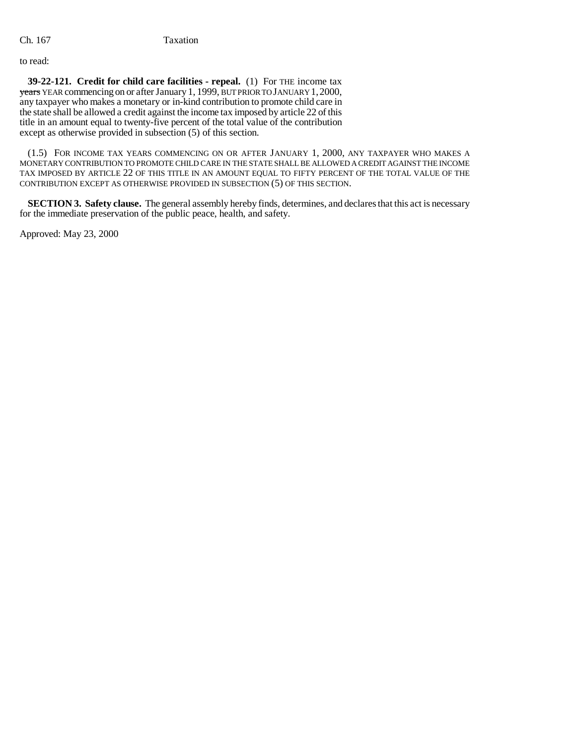to read:

**39-22-121. Credit for child care facilities - repeal.** (1) For THE income tax ~~years~~ YEAR commencing on or after January 1, 1999, BUT PRIOR TO JANUARY 1, 2000, any taxpayer who makes a monetary or in-kind contribution to promote child care in the state shall be allowed a credit against the income tax imposed by article 22 of this title in an amount equal to twenty-five percent of the total value of the contribution except as otherwise provided in subsection (5) of this section.

(1.5) FOR INCOME TAX YEARS COMMENCING ON OR AFTER JANUARY 1, 2000, ANY TAXPAYER WHO MAKES A MONETARY CONTRIBUTION TO PROMOTE CHILD CARE IN THE STATE SHALL BE ALLOWED A CREDIT AGAINST THE INCOME TAX IMPOSED BY ARTICLE 22 OF THIS TITLE IN AN AMOUNT EQUAL TO FIFTY PERCENT OF THE TOTAL VALUE OF THE CONTRIBUTION EXCEPT AS OTHERWISE PROVIDED IN SUBSECTION (5) OF THIS SECTION.

**SECTION 3. Safety clause.** The general assembly hereby finds, determines, and declares that this act is necessary for the immediate preservation of the public peace, health, and safety.

Approved: May 23, 2000